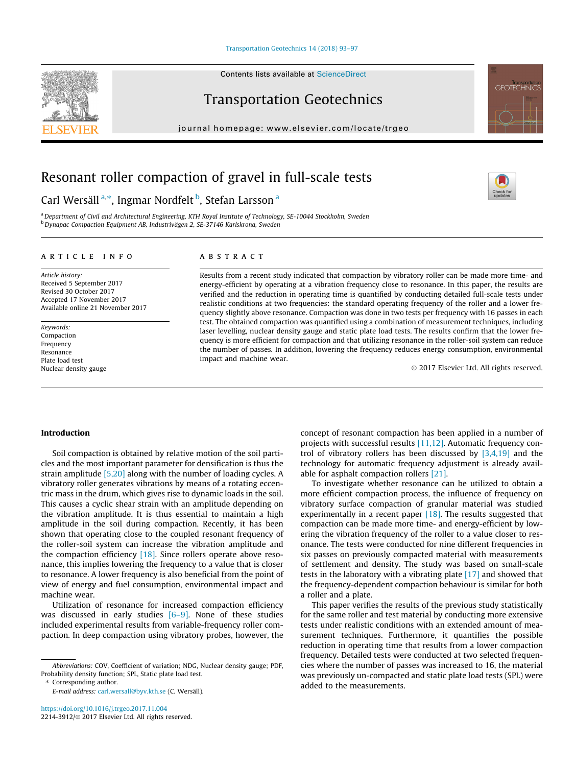# Resonant roller compaction of gravel in full-scale tests

Carl Wersäll [a,*], Ingmar Nordfelt [b], Stefan Larsson [a]

[a] Department of Civil and Architectural Engineering, KTH Royal Institute of Technology, SE-10044 Stockholm, Sweden
[b] Dynapac Compaction Equipment AB, Industrivägen 2, SE-37146 Karlskrona, Sweden

## ARTICLE INFO

*Article history:*
Received 5 September 2017
Revised 30 October 2017
Accepted 17 November 2017
Available online 21 November 2017

*Keywords:*
Compaction
Frequency
Resonance
Plate load test
Nuclear density gauge

## ABSTRACT

Results from a recent study indicated that compaction by vibratory roller can be made more time- and energy-efficient by operating at a vibration frequency close to resonance. In this paper, the results are verified and the reduction in operating time is quantified by conducting detailed full-scale tests under realistic conditions at two frequencies: the standard operating frequency of the roller and a lower frequency slightly above resonance. Compaction was done in two tests per frequency with 16 passes in each test. The obtained compaction was quantified using a combination of measurement techniques, including laser levelling, nuclear density gauge and static plate load tests. The results confirm that the lower frequency is more efficient for compaction and that utilizing resonance in the roller-soil system can reduce the number of passes. In addition, lowering the frequency reduces energy consumption, environmental impact and machine wear.

© 2017 Elsevier Ltd. All rights reserved.

## Introduction

Soil compaction is obtained by relative motion of the soil particles and the most important parameter for densification is thus the strain amplitude [5,20] along with the number of loading cycles. A vibratory roller generates vibrations by means of a rotating eccentric mass in the drum, which gives rise to dynamic loads in the soil. This causes a cyclic shear strain with an amplitude depending on the vibration amplitude. It is thus essential to maintain a high amplitude in the soil during compaction. Recently, it has been shown that operating close to the coupled resonant frequency of the roller-soil system can increase the vibration amplitude and the compaction efficiency [18]. Since rollers operate above resonance, this implies lowering the frequency to a value that is closer to resonance. A lower frequency is also beneficial from the point of view of energy and fuel consumption, environmental impact and machine wear.

Utilization of resonance for increased compaction efficiency was discussed in early studies [6–9]. None of these studies included experimental results from variable-frequency roller compaction. In deep compaction using vibratory probes, however, the concept of resonant compaction has been applied in a number of projects with successful results [11,12]. Automatic frequency control of vibratory rollers has been discussed by [3,4,19] and the technology for automatic frequency adjustment is already available for asphalt compaction rollers [21].

To investigate whether resonance can be utilized to obtain a more efficient compaction process, the influence of frequency on vibratory surface compaction of granular material was studied experimentally in a recent paper [18]. The results suggested that compaction can be made more time- and energy-efficient by lowering the vibration frequency of the roller to a value closer to resonance. The tests were conducted for nine different frequencies in six passes on previously compacted material with measurements of settlement and density. The study was based on small-scale tests in the laboratory with a vibrating plate [17] and showed that the frequency-dependent compaction behaviour is similar for both a roller and a plate.

This paper verifies the results of the previous study statistically for the same roller and test material by conducting more extensive tests under realistic conditions with an extended amount of measurement techniques. Furthermore, it quantifies the possible reduction in operating time that results from a lower compaction frequency. Detailed tests were conducted at two selected frequencies where the number of passes was increased to 16, the material was previously un-compacted and static plate load tests (SPL) were added to the measurements.

*Abbreviations:* COV, Coefficient of variation; NDG, Nuclear density gauge; PDF, Probability density function; SPL, Static plate load test.
\* Corresponding author.
*E-mail address:* carl.wersall@byv.kth.se (C. Wersäll).

https://doi.org/10.1016/j.trgeo.2017.11.004
2214-3912/© 2017 Elsevier Ltd. All rights reserved.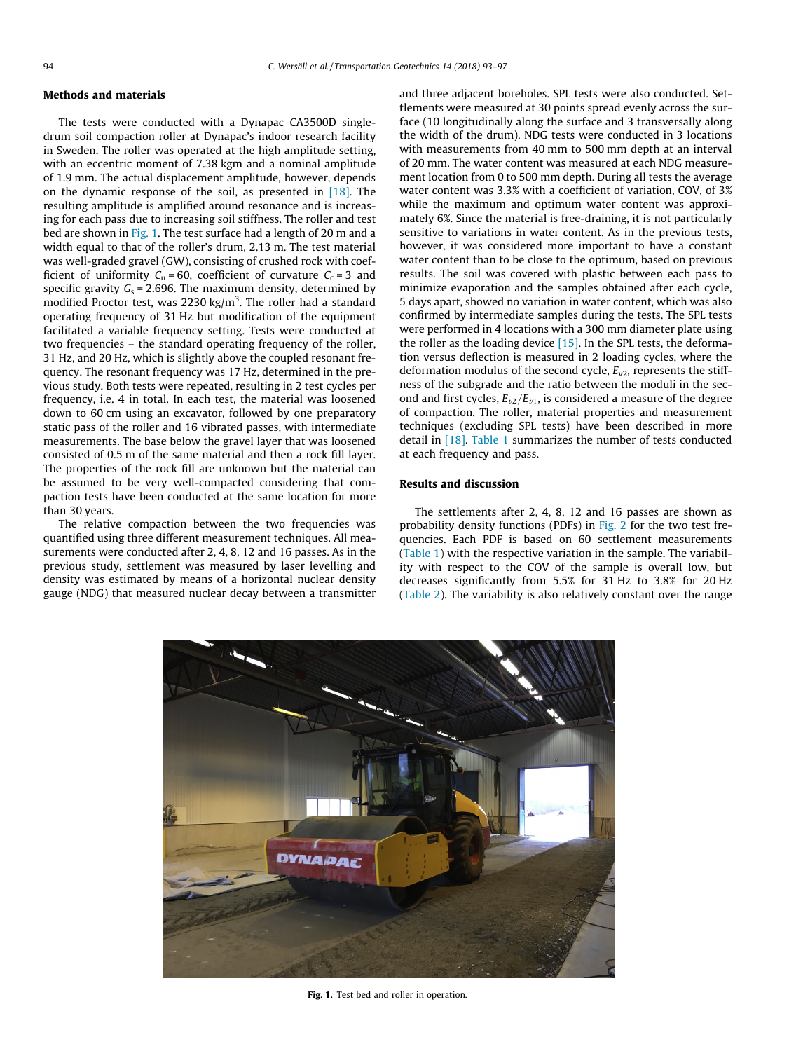## Methods and materials

The tests were conducted with a Dynapac CA3500D single-drum soil compaction roller at Dynapac's indoor research facility in Sweden. The roller was operated at the high amplitude setting, with an eccentric moment of 7.38 kgm and a nominal amplitude of 1.9 mm. The actual displacement amplitude, however, depends on the dynamic response of the soil, as presented in [18]. The resulting amplitude is amplified around resonance and is increasing for each pass due to increasing soil stiffness. The roller and test bed are shown in Fig. 1. The test surface had a length of 20 m and a width equal to that of the roller's drum, 2.13 m. The test material was well-graded gravel (GW), consisting of crushed rock with coefficient of uniformity $C_u = 60$, coefficient of curvature $C_c = 3$ and specific gravity $G_s = 2.696$. The maximum density, determined by modified Proctor test, was 2230 kg/m$^3$. The roller had a standard operating frequency of 31 Hz but modification of the equipment facilitated a variable frequency setting. Tests were conducted at two frequencies – the standard operating frequency of the roller, 31 Hz, and 20 Hz, which is slightly above the coupled resonant frequency. The resonant frequency was 17 Hz, determined in the previous study. Both tests were repeated, resulting in 2 test cycles per frequency, i.e. 4 in total. In each test, the material was loosened down to 60 cm using an excavator, followed by one preparatory static pass of the roller and 16 vibrated passes, with intermediate measurements. The base below the gravel layer that was loosened consisted of 0.5 m of the same material and then a rock fill layer. The properties of the rock fill are unknown but the material can be assumed to be very well-compacted considering that compaction tests have been conducted at the same location for more than 30 years.

The relative compaction between the two frequencies was quantified using three different measurement techniques. All measurements were conducted after 2, 4, 8, 12 and 16 passes. As in the previous study, settlement was measured by laser levelling and density was estimated by means of a horizontal nuclear density gauge (NDG) that measured nuclear decay between a transmitter and three adjacent boreholes. SPL tests were also conducted. Settlements were measured at 30 points spread evenly across the surface (10 longitudinally along the surface and 3 transversally along the width of the drum). NDG tests were conducted in 3 locations with measurements from 40 mm to 500 mm depth at an interval of 20 mm. The water content was measured at each NDG measurement location from 0 to 500 mm depth. During all tests the average water content was 3.3% with a coefficient of variation, COV, of 3% while the maximum and optimum water content was approximately 6%. Since the material is free-draining, it is not particularly sensitive to variations in water content. As in the previous tests, however, it was considered more important to have a constant water content than to be close to the optimum, based on previous results. The soil was covered with plastic between each pass to minimize evaporation and the samples obtained after each cycle, 5 days apart, showed no variation in water content, which was also confirmed by intermediate samples during the tests. The SPL tests were performed in 4 locations with a 300 mm diameter plate using the roller as the loading device [15]. In the SPL tests, the deformation versus deflection is measured in 2 loading cycles, where the deformation modulus of the second cycle, $E_{v2}$, represents the stiffness of the subgrade and the ratio between the moduli in the second and first cycles, $E_{v2}/E_{v1}$, is considered a measure of the degree of compaction. The roller, material properties and measurement techniques (excluding SPL tests) have been described in more detail in [18]. Table 1 summarizes the number of tests conducted at each frequency and pass.

## Results and discussion

The settlements after 2, 4, 8, 12 and 16 passes are shown as probability density functions (PDFs) in Fig. 2 for the two test frequencies. Each PDF is based on 60 settlement measurements (Table 1) with the respective variation in the sample. The variability with respect to the COV of the sample is overall low, but decreases significantly from 5.5% for 31 Hz to 3.8% for 20 Hz (Table 2). The variability is also relatively constant over the range

**Fig. 1.** Test bed and roller in operation.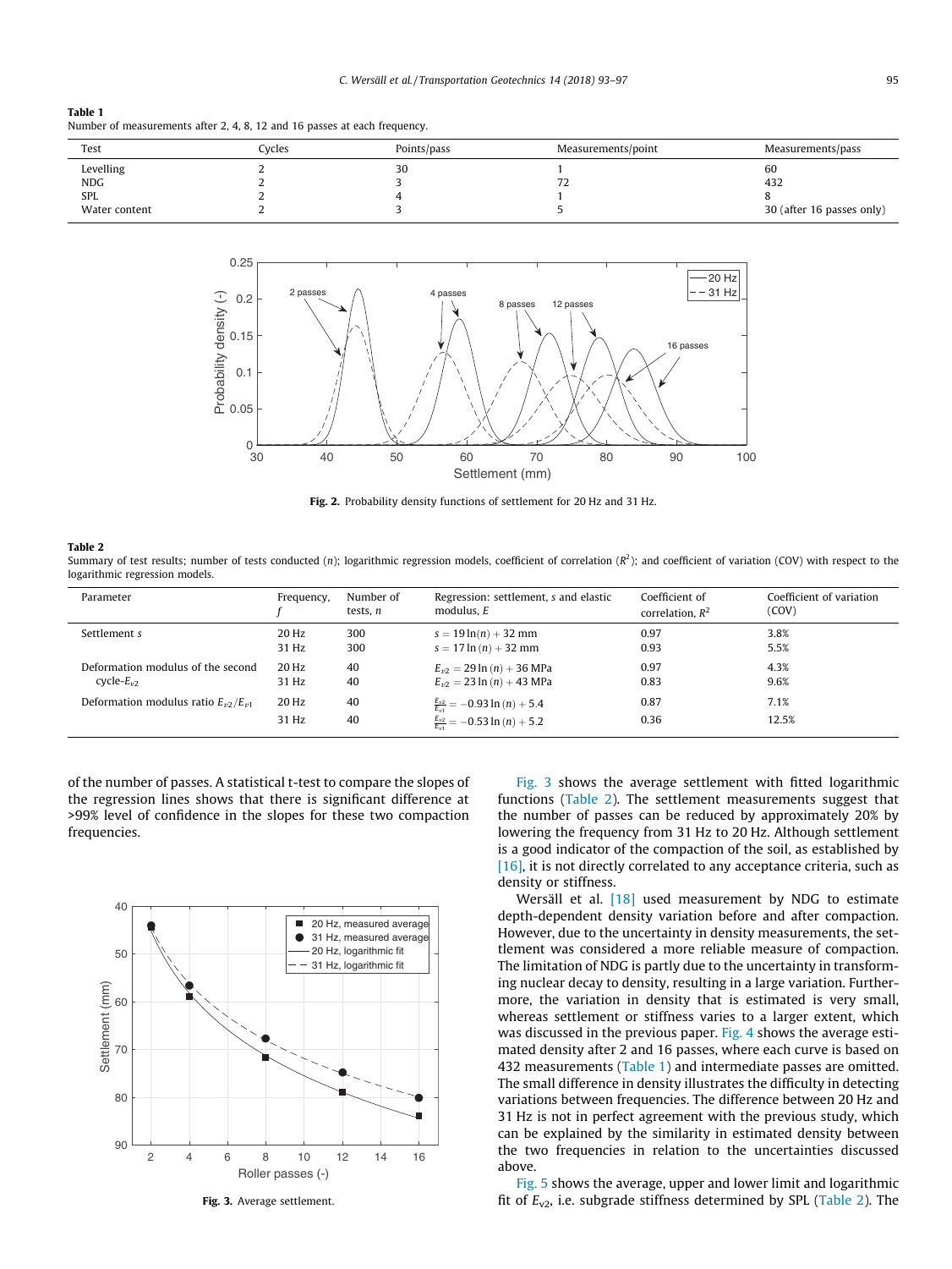**Table 1**
Number of measurements after 2, 4, 8, 12 and 16 passes at each frequency.

| Test | Cycles | Points/pass | Measurements/point | Measurements/pass |
|---|---|---|---|---|
| Levelling | 2 | 30 | 1 | 60 |
| NDG | 2 | 3 | 72 | 432 |
| SPL | 2 | 4 | 1 | 8 |
| Water content | 2 | 3 | 5 | 30 (after 16 passes only) |

**Fig. 2.** Probability density functions of settlement for 20 Hz and 31 Hz.

**Table 2**
Summary of test results; number of tests conducted ($n$); logarithmic regression models, coefficient of correlation ($R^2$); and coefficient of variation (COV) with respect to the logarithmic regression models.

| Parameter | Frequency, $f$ | Number of tests, $n$ | Regression: settlement, $s$ and elastic modulus, $E$ | Coefficient of correlation, $R^2$ | Coefficient of variation (COV) |
|---|---|---|---|---|---|
| Settlement $s$ | 20 Hz | 300 | $s = 19\ln(n) + 32$ mm | 0.97 | 3.8% |
| | 31 Hz | 300 | $s = 17\ln(n) + 32$ mm | 0.93 | 5.5% |
| Deformation modulus of the second cycle-$E_{v2}$ | 20 Hz | 40 | $E_{v2} = 29\ln(n) + 36$ MPa | 0.97 | 4.3% |
| | 31 Hz | 40 | $E_{v2} = 23\ln(n) + 43$ MPa | 0.83 | 9.6% |
| Deformation modulus ratio $E_{v2}/E_{v1}$ | 20 Hz | 40 | $\frac{E_{v2}}{E_{v1}} = -0.93\ln(n) + 5.4$ | 0.87 | 7.1% |
| | 31 Hz | 40 | $\frac{E_{v2}}{E_{v1}} = -0.53\ln(n) + 5.2$ | 0.36 | 12.5% |

of the number of passes. A statistical t-test to compare the slopes of the regression lines shows that there is significant difference at >99% level of confidence in the slopes for these two compaction frequencies.

**Fig. 3.** Average settlement.

Fig. 3 shows the average settlement with fitted logarithmic functions (Table 2). The settlement measurements suggest that the number of passes can be reduced by approximately 20% by lowering the frequency from 31 Hz to 20 Hz. Although settlement is a good indicator of the compaction of the soil, as established by [16], it is not directly correlated to any acceptance criteria, such as density or stiffness.

Wersäll et al. [18] used measurement by NDG to estimate depth-dependent density variation before and after compaction. However, due to the uncertainty in density measurements, the settlement was considered a more reliable measure of compaction. The limitation of NDG is partly due to the uncertainty in transforming nuclear decay to density, resulting in a large variation. Furthermore, the variation in density that is estimated is very small, whereas settlement or stiffness varies to a larger extent, which was discussed in the previous paper. Fig. 4 shows the average estimated density after 2 and 16 passes, where each curve is based on 432 measurements (Table 1) and intermediate passes are omitted. The small difference in density illustrates the difficulty in detecting variations between frequencies. The difference between 20 Hz and 31 Hz is not in perfect agreement with the previous study, which can be explained by the similarity in estimated density between the two frequencies in relation to the uncertainties discussed above.

Fig. 5 shows the average, upper and lower limit and logarithmic fit of $E_{v2}$, i.e. subgrade stiffness determined by SPL (Table 2). The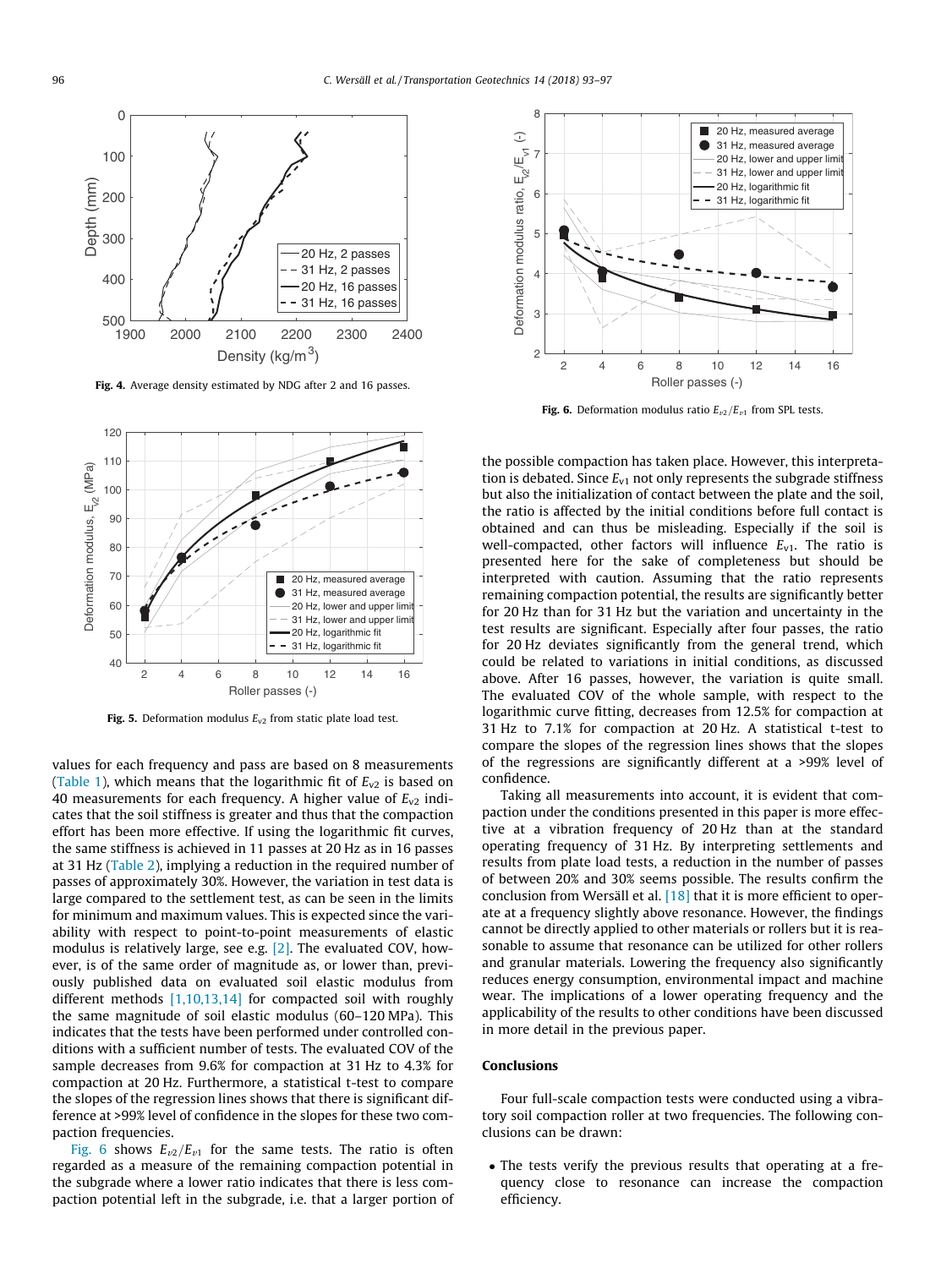Fig. 4. Average density estimated by NDG after 2 and 16 passes.

Fig. 5. Deformation modulus $E_{v2}$ from static plate load test.

Fig. 6. Deformation modulus ratio $E_{v2}/E_{v1}$ from SPL tests.

values for each frequency and pass are based on 8 measurements (Table 1), which means that the logarithmic fit of $E_{v2}$ is based on 40 measurements for each frequency. A higher value of $E_{v2}$ indicates that the soil stiffness is greater and thus that the compaction effort has been more effective. If using the logarithmic fit curves, the same stiffness is achieved in 11 passes at 20 Hz as in 16 passes at 31 Hz (Table 2), implying a reduction in the required number of passes of approximately 30%. However, the variation in test data is large compared to the settlement test, as can be seen in the limits for minimum and maximum values. This is expected since the variability with respect to point-to-point measurements of elastic modulus is relatively large, see e.g. [2]. The evaluated COV, however, is of the same order of magnitude as, or lower than, previously published data on evaluated soil elastic modulus from different methods [1,10,13,14] for compacted soil with roughly the same magnitude of soil elastic modulus (60–120 MPa). This indicates that the tests have been performed under controlled conditions with a sufficient number of tests. The evaluated COV of the sample decreases from 9.6% for compaction at 31 Hz to 4.3% for compaction at 20 Hz. Furthermore, a statistical t-test to compare the slopes of the regression lines shows that there is significant difference at >99% level of confidence in the slopes for these two compaction frequencies.

Fig. 6 shows $E_{v2}/E_{v1}$ for the same tests. The ratio is often regarded as a measure of the remaining compaction potential in the subgrade where a lower ratio indicates that there is less compaction potential left in the subgrade, i.e. that a larger portion of the possible compaction has taken place. However, this interpretation is debated. Since $E_{v1}$ not only represents the subgrade stiffness but also the initialization of contact between the plate and the soil, the ratio is affected by the initial conditions before full contact is obtained and can thus be misleading. Especially if the soil is well-compacted, other factors will influence $E_{v1}$. The ratio is presented here for the sake of completeness but should be interpreted with caution. Assuming that the ratio represents remaining compaction potential, the results are significantly better for 20 Hz than for 31 Hz but the variation and uncertainty in the test results are significant. Especially after four passes, the ratio for 20 Hz deviates significantly from the general trend, which could be related to variations in initial conditions, as discussed above. After 16 passes, however, the variation is quite small. The evaluated COV of the whole sample, with respect to the logarithmic curve fitting, decreases from 12.5% for compaction at 31 Hz to 7.1% for compaction at 20 Hz. A statistical t-test to compare the slopes of the regression lines shows that the slopes of the regressions are significantly different at a >99% level of confidence.

Taking all measurements into account, it is evident that compaction under the conditions presented in this paper is more effective at a vibration frequency of 20 Hz than at the standard operating frequency of 31 Hz. By interpreting settlements and results from plate load tests, a reduction in the number of passes of between 20% and 30% seems possible. The results confirm the conclusion from Wersäll et al. [18] that it is more efficient to operate at a frequency slightly above resonance. However, the findings cannot be directly applied to other materials or rollers but it is reasonable to assume that resonance can be utilized for other rollers and granular materials. Lowering the frequency also significantly reduces energy consumption, environmental impact and machine wear. The implications of a lower operating frequency and the applicability of the results to other conditions have been discussed in more detail in the previous paper.

## Conclusions

Four full-scale compaction tests were conducted using a vibratory soil compaction roller at two frequencies. The following conclusions can be drawn:

- The tests verify the previous results that operating at a frequency close to resonance can increase the compaction efficiency.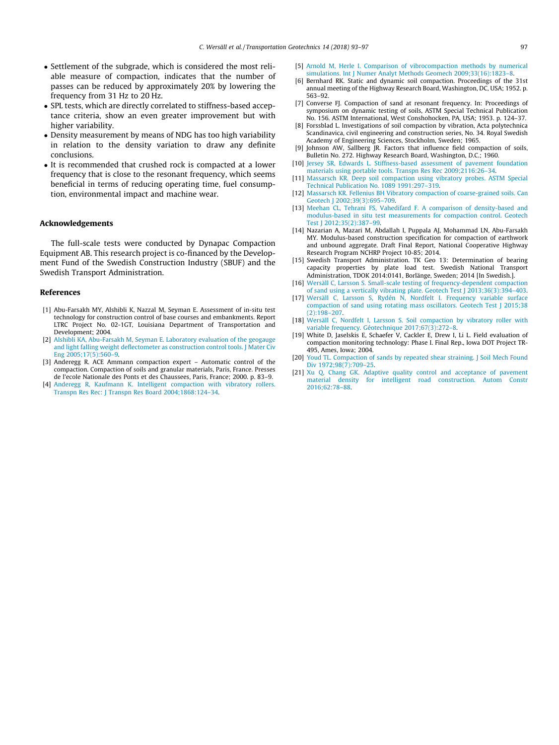- Settlement of the subgrade, which is considered the most reliable measure of compaction, indicates that the number of passes can be reduced by approximately 20% by lowering the frequency from 31 Hz to 20 Hz.
- SPL tests, which are directly correlated to stiffness-based acceptance criteria, show an even greater improvement but with higher variability.
- Density measurement by means of NDG has too high variability in relation to the density variation to draw any definite conclusions.
- It is recommended that crushed rock is compacted at a lower frequency that is close to the resonant frequency, which seems beneficial in terms of reducing operating time, fuel consumption, environmental impact and machine wear.

## Acknowledgements

The full-scale tests were conducted by Dynapac Compaction Equipment AB. This research project is co-financed by the Development Fund of the Swedish Construction Industry (SBUF) and the Swedish Transport Administration.

## References

[1] Abu-Farsakh MY, Alshibli K, Nazzal M, Seyman E. Assessment of in-situ test technology for construction control of base courses and embankments. Report LTRC Project No. 02-1GT, Louisiana Department of Transportation and Development; 2004.

[2] Alshibli KA, Abu-Farsakh M, Seyman E. Laboratory evaluation of the geogauge and light falling weight deflectometer as construction control tools. J Mater Civ Eng 2005;17(5):560–9.

[3] Anderegg R. ACE Ammann compaction expert – Automatic control of the compaction. Compaction of soils and granular materials, Paris, France. Presses de l'ecole Nationale des Ponts et des Chaussees, Paris, France; 2000. p. 83–9.

[4] Anderegg R, Kaufmann K. Intelligent compaction with vibratory rollers. Transpn Res Rec: J Transpn Res Board 2004;1868:124–34.

[5] Arnold M, Herle I. Comparison of vibrocompaction methods by numerical simulations. Int J Numer Analyt Methods Geomech 2009;33(16):1823–8.

[6] Bernhard RK. Static and dynamic soil compaction. Proceedings of the 31st annual meeting of the Highway Research Board, Washington, DC, USA; 1952. p. 563–92.

[7] Converse FJ. Compaction of sand at resonant frequency. In: Proceedings of symposium on dynamic testing of soils, ASTM Special Technical Publication No. 156. ASTM International, West Conshohocken, PA, USA; 1953. p. 124–37.

[8] Forssblad L. Investigations of soil compaction by vibration, Acta polytechnica Scandinavica, civil engineering and construction series, No. 34. Royal Swedish Academy of Engineering Sciences, Stockholm, Sweden; 1965.

[9] Johnson AW, Sallberg JR. Factors that influence field compaction of soils, Bulletin No. 272. Highway Research Board, Washington, D.C.; 1960.

[10] Jersey SR, Edwards L. Stiffness-based assessment of pavement foundation materials using portable tools. Transpn Res Rec 2009;2116:26–34.

[11] Massarsch KR. Deep soil compaction using vibratory probes. ASTM Special Technical Publication No. 1089 1991:297–319.

[12] Massarsch KR. Fellenius BH Vibratory compaction of coarse-grained soils. Can Geotech J 2002;39(3):695–709.

[13] Meehan CL, Tehrani FS, Vahedifard F. A comparison of density-based and modulus-based in situ test measurements for compaction control. Geotech Test J 2012;35(2):387–99.

[14] Nazarian A, Mazari M, Abdallah I, Puppala AJ, Mohammad LN, Abu-Farsakh MY. Modulus-based construction specification for compaction of earthwork and unbound aggregate. Draft Final Report, National Cooperative Highway Research Program NCHRP Project 10-85; 2014.

[15] Swedish Transport Administration. TK Geo 13: Determination of bearing capacity properties by plate load test. Swedish National Transport Administration, TDOK 2014:0141, Borlänge, Sweden; 2014 [In Swedish.].

[16] Wersäll C, Larsson S. Small-scale testing of frequency-dependent compaction of sand using a vertically vibrating plate. Geotech Test J 2013;36(3):394–403.

[17] Wersäll C, Larsson S, Rydén N, Nordfelt I. Frequency variable surface compaction of sand using rotating mass oscillators. Geotech Test J 2015;38(2):198–207.

[18] Wersäll C, Nordfelt I, Larsson S. Soil compaction by vibratory roller with variable frequency. Géotechnique 2017;67(3):272–8.

[19] White D, Jaselskis E, Schaefer V, Cackler E, Drew I, Li L. Field evaluation of compaction monitoring technology: Phase I. Final Rep., Iowa DOT Project TR-495, Ames, Iowa; 2004.

[20] Youd TL. Compaction of sands by repeated shear straining. J Soil Mech Found Div 1972;98(7):709–25.

[21] Xu Q, Chang GK. Adaptive quality control and acceptance of pavement material density for intelligent road construction. Autom Constr 2016;62:78–88.